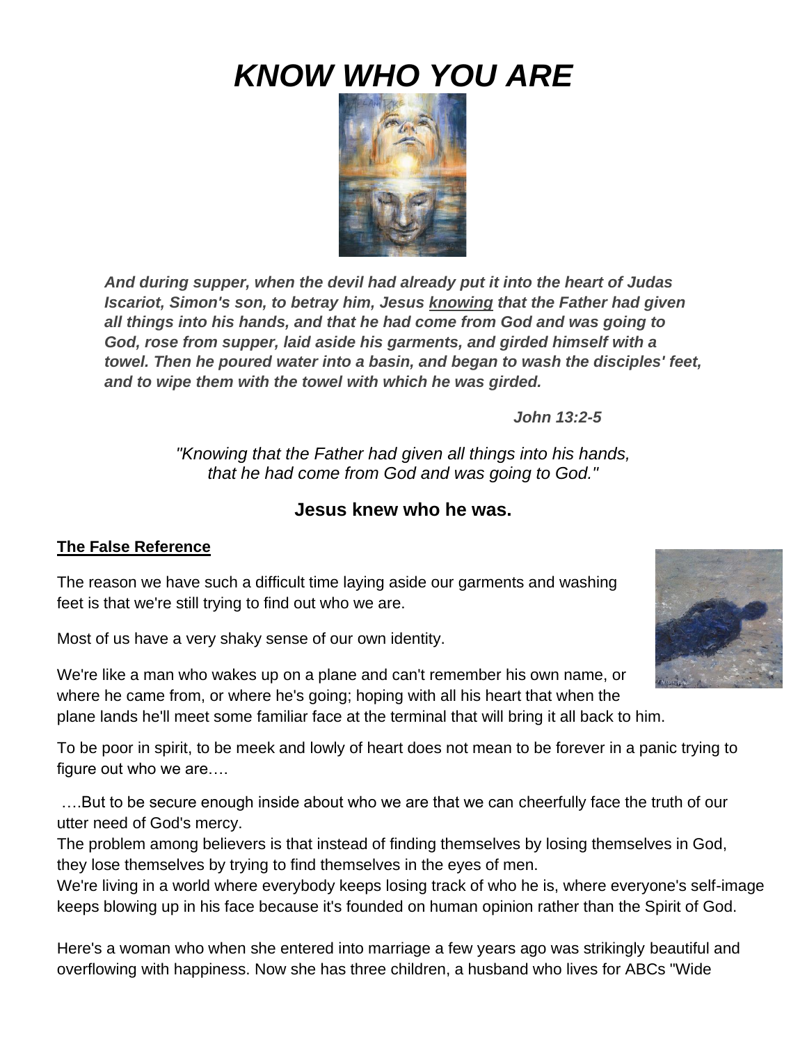# *KNOW WHO YOU ARE*

***And during supper, when the devil had already put it into the heart of Judas Iscariot, Simon's son, to betray him, Jesus <u>knowing</u> that the Father had given all things into his hands, and that he had come from God and was going to God, rose from supper, laid aside his garments, and girded himself with a towel. Then he poured water into a basin, and began to wash the disciples' feet, and to wipe them with the towel with which he was girded.***

***John 13:2-5***

*"Knowing that the Father had given all things into his hands, that he had come from God and was going to God."*

**Jesus knew who he was.**

**<u>The False Reference</u>**

The reason we have such a difficult time laying aside our garments and washing feet is that we're still trying to find out who we are.

Most of us have a very shaky sense of our own identity.

We're like a man who wakes up on a plane and can't remember his own name, or where he came from, or where he's going; hoping with all his heart that when the plane lands he'll meet some familiar face at the terminal that will bring it all back to him.

To be poor in spirit, to be meek and lowly of heart does not mean to be forever in a panic trying to figure out who we are….

….But to be secure enough inside about who we are that we can cheerfully face the truth of our utter need of God's mercy.

The problem among believers is that instead of finding themselves by losing themselves in God, they lose themselves by trying to find themselves in the eyes of men.

We're living in a world where everybody keeps losing track of who he is, where everyone's self-image keeps blowing up in his face because it's founded on human opinion rather than the Spirit of God.

Here's a woman who when she entered into marriage a few years ago was strikingly beautiful and overflowing with happiness. Now she has three children, a husband who lives for ABCs "Wide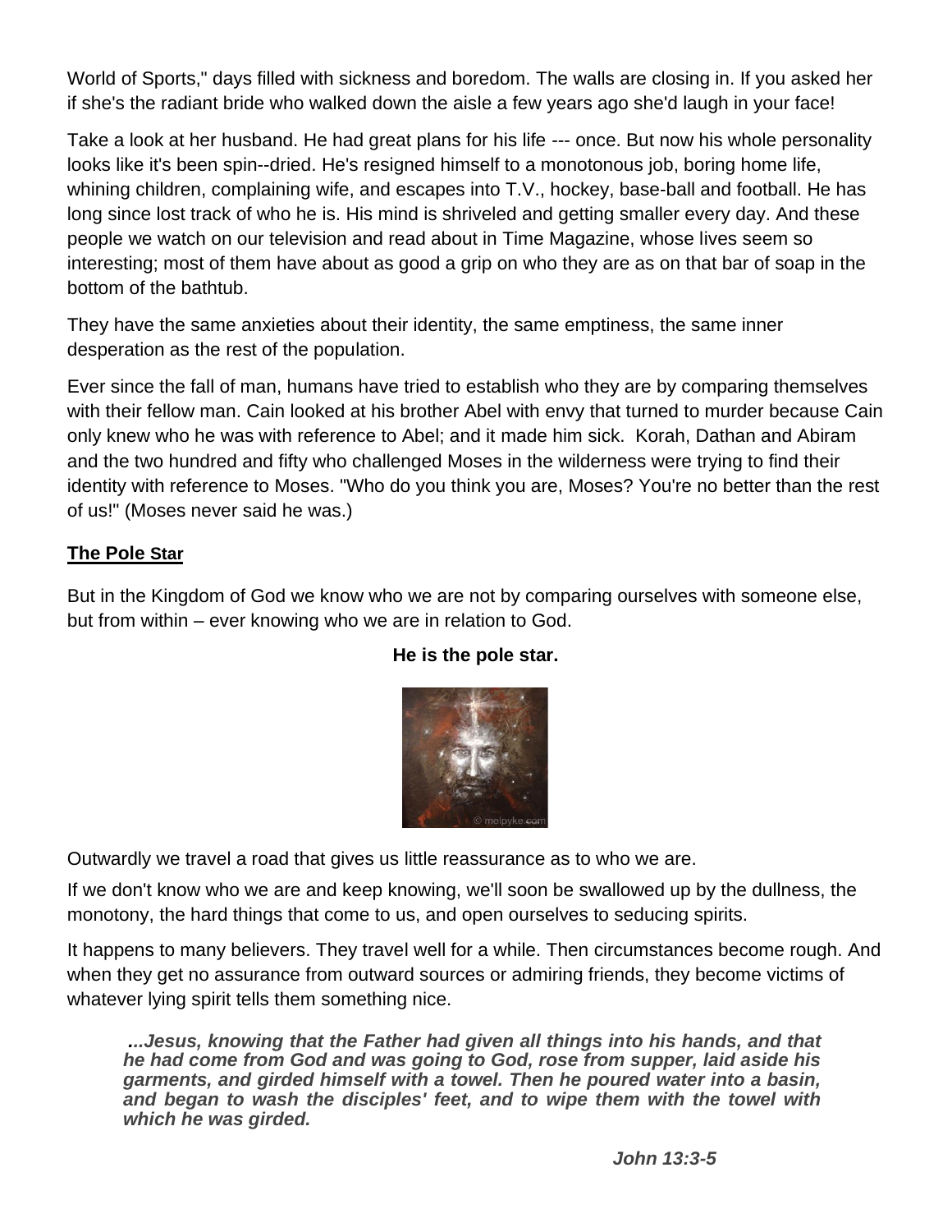World of Sports," days filled with sickness and boredom. The walls are closing in. If you asked her if she's the radiant bride who walked down the aisle a few years ago she'd laugh in your face!

Take a look at her husband. He had great plans for his life --- once. But now his whole personality looks like it's been spin--dried. He's resigned himself to a monotonous job, boring home life, whining children, complaining wife, and escapes into T.V., hockey, base-ball and football. He has long since lost track of who he is. His mind is shriveled and getting smaller every day. And these people we watch on our television and read about in Time Magazine, whose lives seem so interesting; most of them have about as good a grip on who they are as on that bar of soap in the bottom of the bathtub.

They have the same anxieties about their identity, the same emptiness, the same inner desperation as the rest of the population.

Ever since the fall of man, humans have tried to establish who they are by comparing themselves with their fellow man. Cain looked at his brother Abel with envy that turned to murder because Cain only knew who he was with reference to Abel; and it made him sick. Korah, Dathan and Abiram and the two hundred and fifty who challenged Moses in the wilderness were trying to find their identity with reference to Moses. "Who do you think you are, Moses? You're no better than the rest of us!" (Moses never said he was.)

## The Pole Star

But in the Kingdom of God we know who we are not by comparing ourselves with someone else, but from within – ever knowing who we are in relation to God.

**He is the pole star.**

Outwardly we travel a road that gives us little reassurance as to who we are.

If we don't know who we are and keep knowing, we'll soon be swallowed up by the dullness, the monotony, the hard things that come to us, and open ourselves to seducing spirits.

It happens to many believers. They travel well for a while. Then circumstances become rough. And when they get no assurance from outward sources or admiring friends, they become victims of whatever lying spirit tells them something nice.

> ***...Jesus, knowing that the Father had given all things into his hands, and that he had come from God and was going to God, rose from supper, laid aside his garments, and girded himself with a towel. Then he poured water into a basin, and began to wash the disciples' feet, and to wipe them with the towel with which he was girded.***
>
> ***John 13:3-5***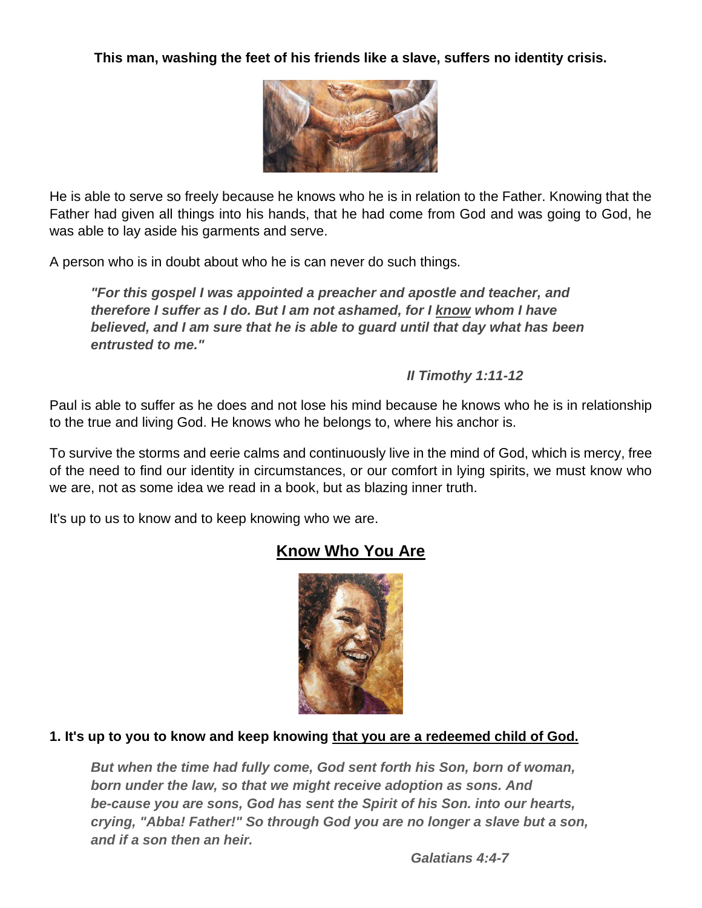**This man, washing the feet of his friends like a slave, suffers no identity crisis.**

He is able to serve so freely because he knows who he is in relation to the Father. Knowing that the Father had given all things into his hands, that he had come from God and was going to God, he was able to lay aside his garments and serve.

A person who is in doubt about who he is can never do such things.

> ***"For this gospel I was appointed a preacher and apostle and teacher, and therefore I suffer as I do. But I am not ashamed, for I <u>know</u> whom I have believed, and I am sure that he is able to guard until that day what has been entrusted to me."***
>
> ***II Timothy 1:11-12***

Paul is able to suffer as he does and not lose his mind because he knows who he is in relationship to the true and living God. He knows who he belongs to, where his anchor is.

To survive the storms and eerie calms and continuously live in the mind of God, which is mercy, free of the need to find our identity in circumstances, or our comfort in lying spirits, we must know who we are, not as some idea we read in a book, but as blazing inner truth.

It's up to us to know and to keep knowing who we are.

## <u>Know Who You Are</u>

**1. It's up to you to know and keep knowing <u>that you are a redeemed child of God.</u>**

> ***But when the time had fully come, God sent forth his Son, born of woman, born under the law, so that we might receive adoption as sons. And be-cause you are sons, God has sent the Spirit of his Son. into our hearts, crying, "Abba! Father!" So through God you are no longer a slave but a son, and if a son then an heir.***
>
> ***Galatians 4:4-7***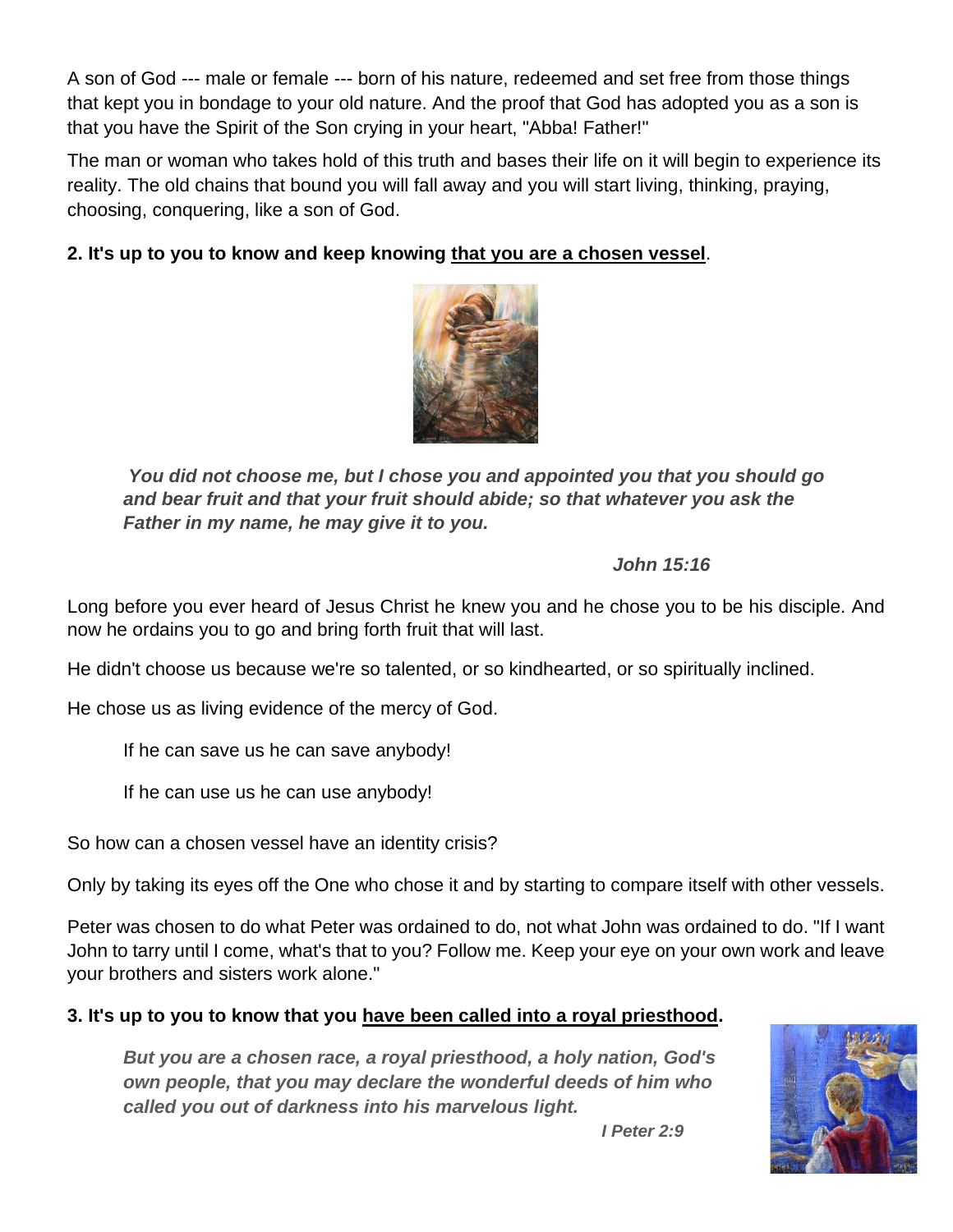A son of God --- male or female --- born of his nature, redeemed and set free from those things that kept you in bondage to your old nature. And the proof that God has adopted you as a son is that you have the Spirit of the Son crying in your heart, "Abba! Father!"

The man or woman who takes hold of this truth and bases their life on it will begin to experience its reality. The old chains that bound you will fall away and you will start living, thinking, praying, choosing, conquering, like a son of God.

**2. It's up to you to know and keep knowing <u>that you are a chosen vessel</u>.**

> ***You did not choose me, but I chose you and appointed you that you should go and bear fruit and that your fruit should abide; so that whatever you ask the Father in my name, he may give it to you.***
>
> ***John 15:16***

Long before you ever heard of Jesus Christ he knew you and he chose you to be his disciple. And now he ordains you to go and bring forth fruit that will last.

He didn't choose us because we're so talented, or so kindhearted, or so spiritually inclined.

He chose us as living evidence of the mercy of God.

> If he can save us he can save anybody!
>
> If he can use us he can use anybody!

So how can a chosen vessel have an identity crisis?

Only by taking its eyes off the One who chose it and by starting to compare itself with other vessels.

Peter was chosen to do what Peter was ordained to do, not what John was ordained to do. "If I want John to tarry until I come, what's that to you? Follow me. Keep your eye on your own work and leave your brothers and sisters work alone."

**3. It's up to you to know that you <u>have been called into a royal priesthood</u>.**

> ***But you are a chosen race, a royal priesthood, a holy nation, God's own people, that you may declare the wonderful deeds of him who called you out of darkness into his marvelous light.***
>
> ***I Peter 2:9***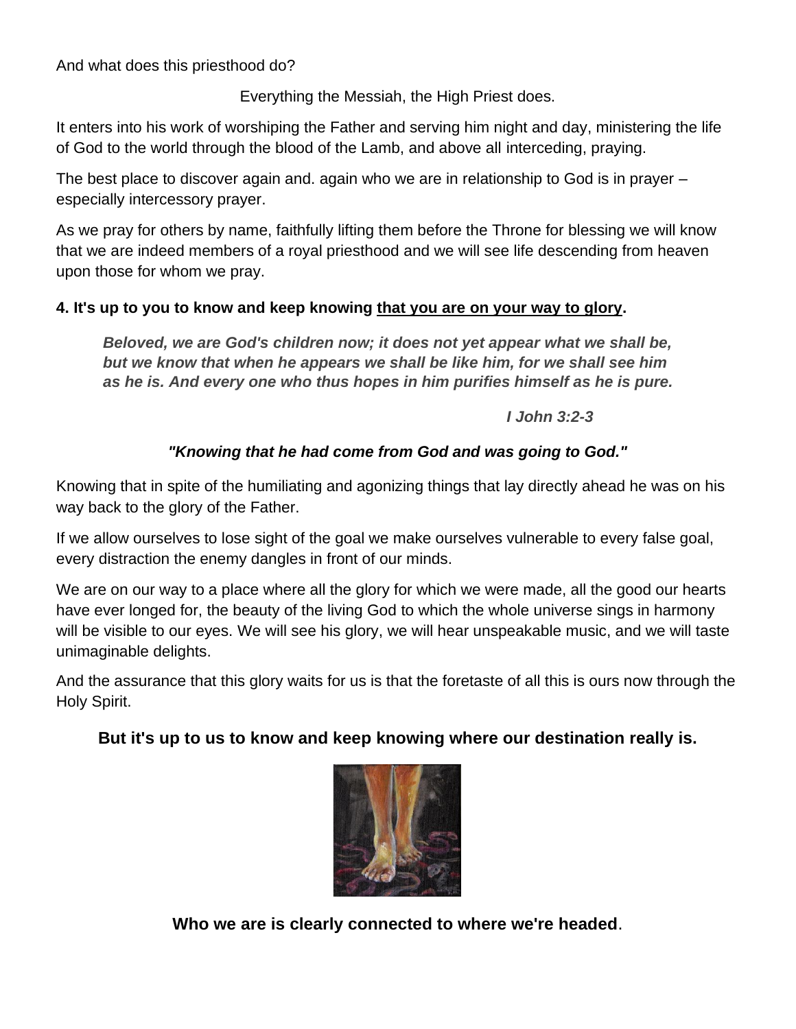And what does this priesthood do?

Everything the Messiah, the High Priest does.

It enters into his work of worshiping the Father and serving him night and day, ministering the life of God to the world through the blood of the Lamb, and above all interceding, praying.

The best place to discover again and. again who we are in relationship to God is in prayer – especially intercessory prayer.

As we pray for others by name, faithfully lifting them before the Throne for blessing we will know that we are indeed members of a royal priesthood and we will see life descending from heaven upon those for whom we pray.

**4. It's up to you to know and keep knowing <u>that you are on your way to glory</u>.**

> ***Beloved, we are God's children now; it does not yet appear what we shall be, but we know that when he appears we shall be like him, for we shall see him as he is. And every one who thus hopes in him purifies himself as he is pure.***
>
> ***I John 3:2-3***

***"Knowing that he had come from God and was going to God."***

Knowing that in spite of the humiliating and agonizing things that lay directly ahead he was on his way back to the glory of the Father.

If we allow ourselves to lose sight of the goal we make ourselves vulnerable to every false goal, every distraction the enemy dangles in front of our minds.

We are on our way to a place where all the glory for which we were made, all the good our hearts have ever longed for, the beauty of the living God to which the whole universe sings in harmony will be visible to our eyes. We will see his glory, we will hear unspeakable music, and we will taste unimaginable delights.

And the assurance that this glory waits for us is that the foretaste of all this is ours now through the Holy Spirit.

**But it's up to us to know and keep knowing where our destination really is.**

**Who we are is clearly connected to where we're headed**.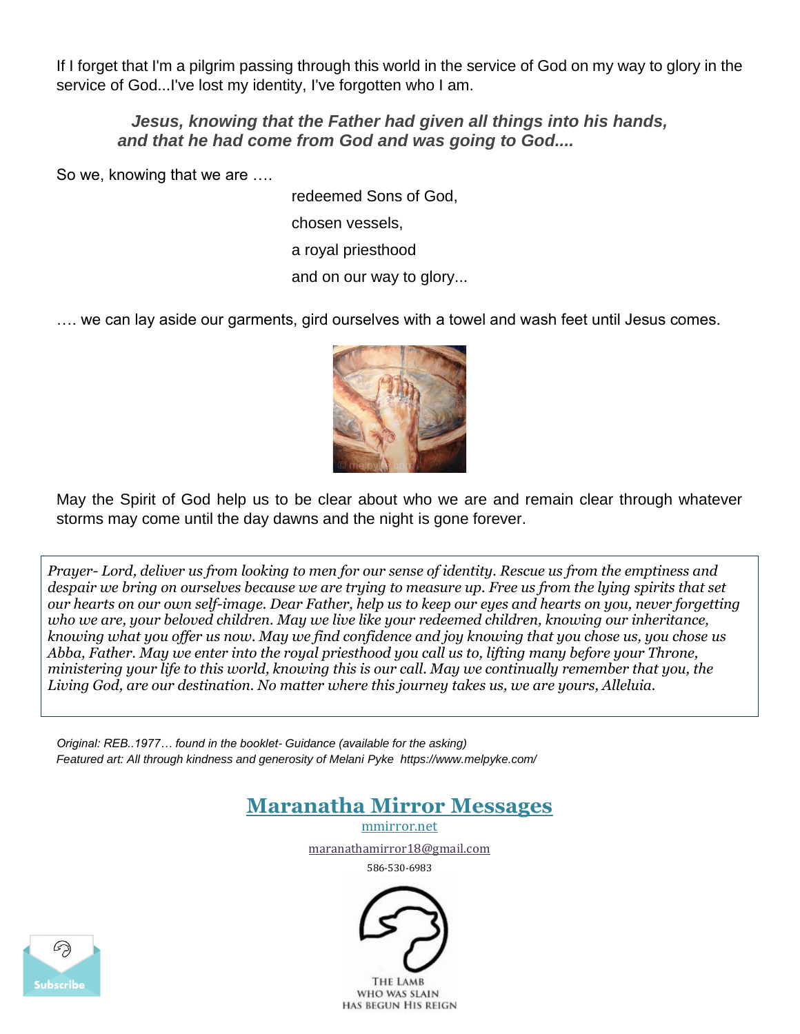If I forget that I'm a pilgrim passing through this world in the service of God on my way to glory in the service of God...I've lost my identity, I've forgotten who I am.

> ***Jesus, knowing that the Father had given all things into his hands, and that he had come from God and was going to God....***

So we, knowing that we are ….

redeemed Sons of God,

chosen vessels,

a royal priesthood

and on our way to glory...

…. we can lay aside our garments, gird ourselves with a towel and wash feet until Jesus comes.

May the Spirit of God help us to be clear about who we are and remain clear through whatever storms may come until the day dawns and the night is gone forever.

*Prayer- Lord, deliver us from looking to men for our sense of identity. Rescue us from the emptiness and despair we bring on ourselves because we are trying to measure up. Free us from the lying spirits that set our hearts on our own self-image. Dear Father, help us to keep our eyes and hearts on you, never forgetting who we are, your beloved children. May we live like your redeemed children, knowing our inheritance, knowing what you offer us now. May we find confidence and joy knowing that you chose us, you chose us Abba, Father. May we enter into the royal priesthood you call us to, lifting many before your Throne, ministering your life to this world, knowing this is our call. May we continually remember that you, the Living God, are our destination. No matter where this journey takes us, we are yours, Alleluia.*

*Original: REB..1977… found in the booklet- Guidance (available for the asking)*
*Featured art: All through kindness and generosity of Melani Pyke https://www.melpyke.com/*

## Maranatha Mirror Messages

mmirror.net

maranathamirror18@gmail.com

586-530-6983

THE LAMB WHO WAS SLAIN HAS BEGUN HIS REIGN

Subscribe